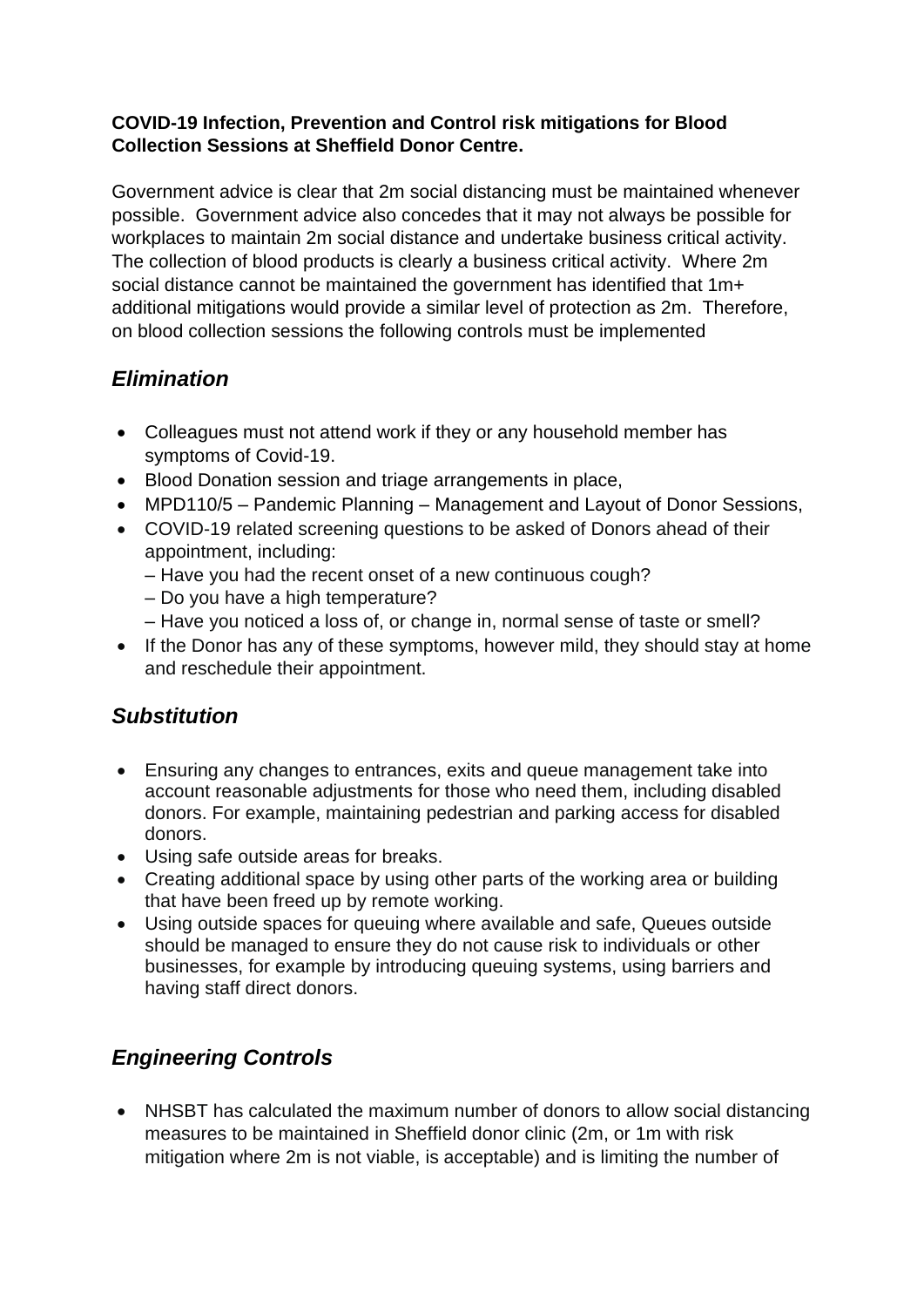**COVID-19 Infection, Prevention and Control risk mitigations for Blood Collection Sessions at Sheffield Donor Centre.**

Government advice is clear that 2m social distancing must be maintained whenever possible. Government advice also concedes that it may not always be possible for workplaces to maintain 2m social distance and undertake business critical activity. The collection of blood products is clearly a business critical activity. Where 2m social distance cannot be maintained the government has identified that 1m+ additional mitigations would provide a similar level of protection as 2m. Therefore, on blood collection sessions the following controls must be implemented

## *Elimination*

- Colleagues must not attend work if they or any household member has symptoms of Covid-19.
- Blood Donation session and triage arrangements in place,
- MPD110/5 – Pandemic Planning – Management and Layout of Donor Sessions,
- COVID-19 related screening questions to be asked of Donors ahead of their appointment, including:
  – Have you had the recent onset of a new continuous cough?
  – Do you have a high temperature?
  – Have you noticed a loss of, or change in, normal sense of taste or smell?
- If the Donor has any of these symptoms, however mild, they should stay at home and reschedule their appointment.

## *Substitution*

- Ensuring any changes to entrances, exits and queue management take into account reasonable adjustments for those who need them, including disabled donors. For example, maintaining pedestrian and parking access for disabled donors.
- Using safe outside areas for breaks.
- Creating additional space by using other parts of the working area or building that have been freed up by remote working.
- Using outside spaces for queuing where available and safe, Queues outside should be managed to ensure they do not cause risk to individuals or other businesses, for example by introducing queuing systems, using barriers and having staff direct donors.

## *Engineering Controls*

- NHSBT has calculated the maximum number of donors to allow social distancing measures to be maintained in Sheffield donor clinic (2m, or 1m with risk mitigation where 2m is not viable, is acceptable) and is limiting the number of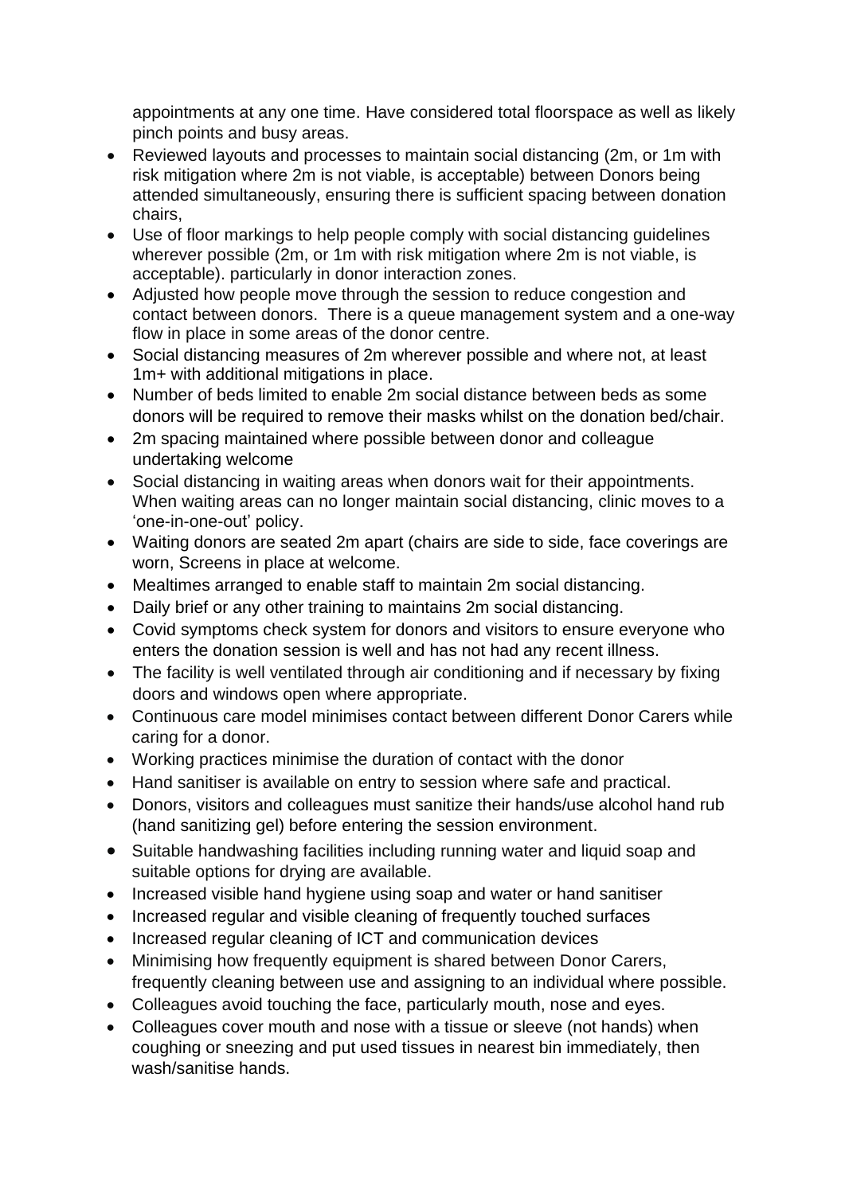appointments at any one time. Have considered total floorspace as well as likely pinch points and busy areas.

- Reviewed layouts and processes to maintain social distancing (2m, or 1m with risk mitigation where 2m is not viable, is acceptable) between Donors being attended simultaneously, ensuring there is sufficient spacing between donation chairs,
- Use of floor markings to help people comply with social distancing guidelines wherever possible (2m, or 1m with risk mitigation where 2m is not viable, is acceptable). particularly in donor interaction zones.
- Adjusted how people move through the session to reduce congestion and contact between donors. There is a queue management system and a one-way flow in place in some areas of the donor centre.
- Social distancing measures of 2m wherever possible and where not, at least 1m+ with additional mitigations in place.
- Number of beds limited to enable 2m social distance between beds as some donors will be required to remove their masks whilst on the donation bed/chair.
- 2m spacing maintained where possible between donor and colleague undertaking welcome
- Social distancing in waiting areas when donors wait for their appointments. When waiting areas can no longer maintain social distancing, clinic moves to a 'one-in-one-out' policy.
- Waiting donors are seated 2m apart (chairs are side to side, face coverings are worn, Screens in place at welcome.
- Mealtimes arranged to enable staff to maintain 2m social distancing.
- Daily brief or any other training to for maintains 2m social distancing.
- Covid symptoms check system for donors and visitors to ensure everyone who enters the donation session is well and has not had any recent illness.
- The facility is well ventilated through air conditioning and if necessary by fixing doors and windows open where appropriate.
- Continuous care model minimises contact between different Donor Carers while caring for a donor.
- Working practices minimise the duration of contact with the donor
- Hand sanitiser is available on entry to session where safe and practical.
- Donors, visitors and colleagues must sanitize their hands/use alcohol hand rub (hand sanitizing gel) before entering the session environment.
- Suitable handwashing facilities including running water and liquid soap and suitable options for drying are available.
- Increased visible hand hygiene using soap and water or hand sanitiser
- Increased regular and visible cleaning of frequently touched surfaces
- Increased regular cleaning of ICT and communication devices
- Minimising how frequently equipment is shared between Donor Carers, frequently cleaning between use and assigning to an individual where possible.
- Colleagues avoid touching the face, particularly mouth, nose and eyes.
- Colleagues cover mouth and nose with a tissue or sleeve (not hands) when coughing or sneezing and put used tissues in nearest bin immediately, then wash/sanitise hands.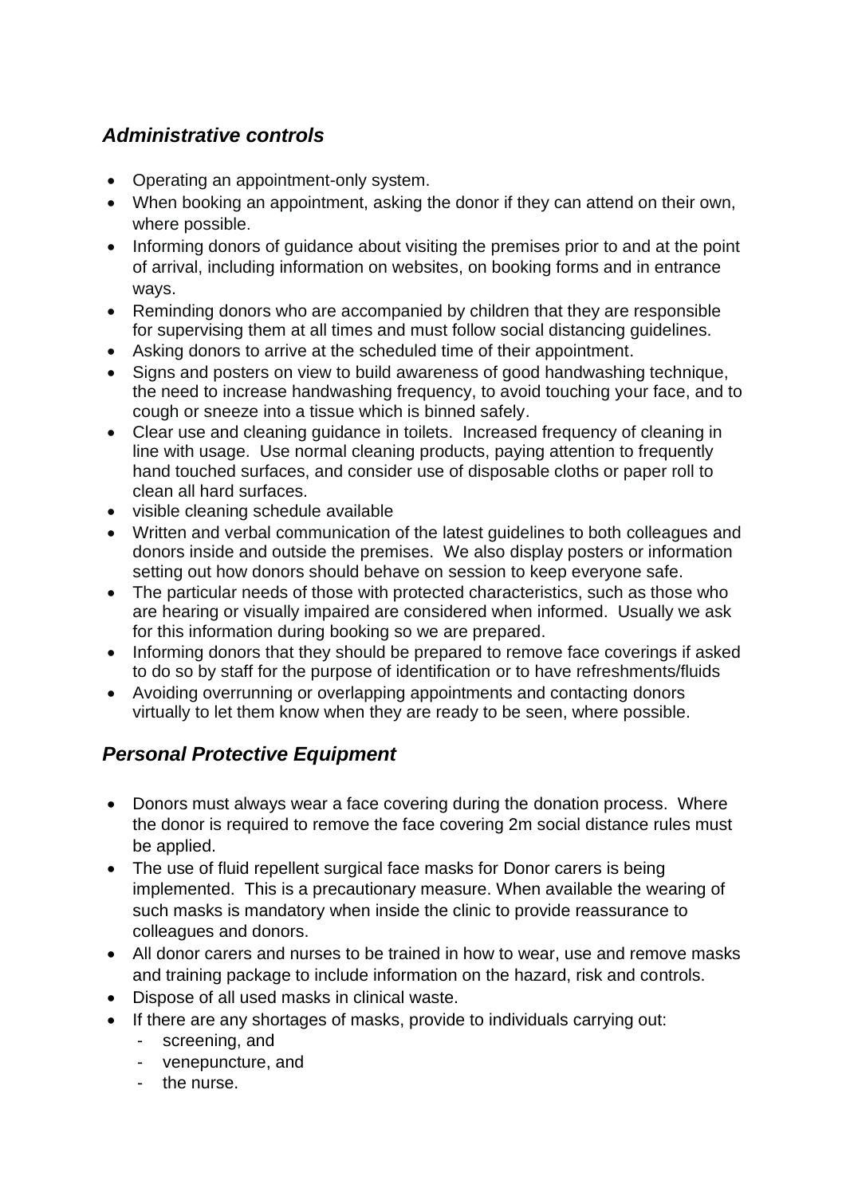## *Administrative controls*

- Operating an appointment-only system.
- When booking an appointment, asking the donor if they can attend on their own, where possible.
- Informing donors of guidance about visiting the premises prior to and at the point of arrival, including information on websites, on booking forms and in entrance ways.
- Reminding donors who are accompanied by children that they are responsible for supervising them at all times and must follow social distancing guidelines.
- Asking donors to arrive at the scheduled time of their appointment.
- Signs and posters on view to build awareness of good handwashing technique, the need to increase handwashing frequency, to avoid touching your face, and to cough or sneeze into a tissue which is binned safely.
- Clear use and cleaning guidance in toilets. Increased frequency of cleaning in line with usage. Use normal cleaning products, paying attention to frequently hand touched surfaces, and consider use of disposable cloths or paper roll to clean all hard surfaces.
- visible cleaning schedule available
- Written and verbal communication of the latest guidelines to both colleagues and donors inside and outside the premises. We also display posters or information setting out how donors should behave on session to keep everyone safe.
- The particular needs of those with protected characteristics, such as those who are hearing or visually impaired are considered when informed. Usually we ask for this information during booking so we are prepared.
- Informing donors that they should be prepared to remove face coverings if asked to do so by staff for the purpose of identification or to have refreshments/fluids
- Avoiding overrunning or overlapping appointments and contacting donors virtually to let them know when they are ready to be seen, where possible.

## *Personal Protective Equipment*

- Donors must always wear a face covering during the donation process. Where the donor is required to remove the face covering 2m social distance rules must be applied.
- The use of fluid repellent surgical face masks for Donor carers is being implemented. This is a precautionary measure. When available the wearing of such masks is mandatory when inside the clinic to provide reassurance to colleagues and donors.
- All donor carers and nurses to be trained in how to wear, use and remove masks and training package to include information on the hazard, risk and controls.
- Dispose of all used masks in clinical waste.
- If there are any shortages of masks, provide to individuals carrying out:
  - screening, and
  - venepuncture, and
  - the nurse.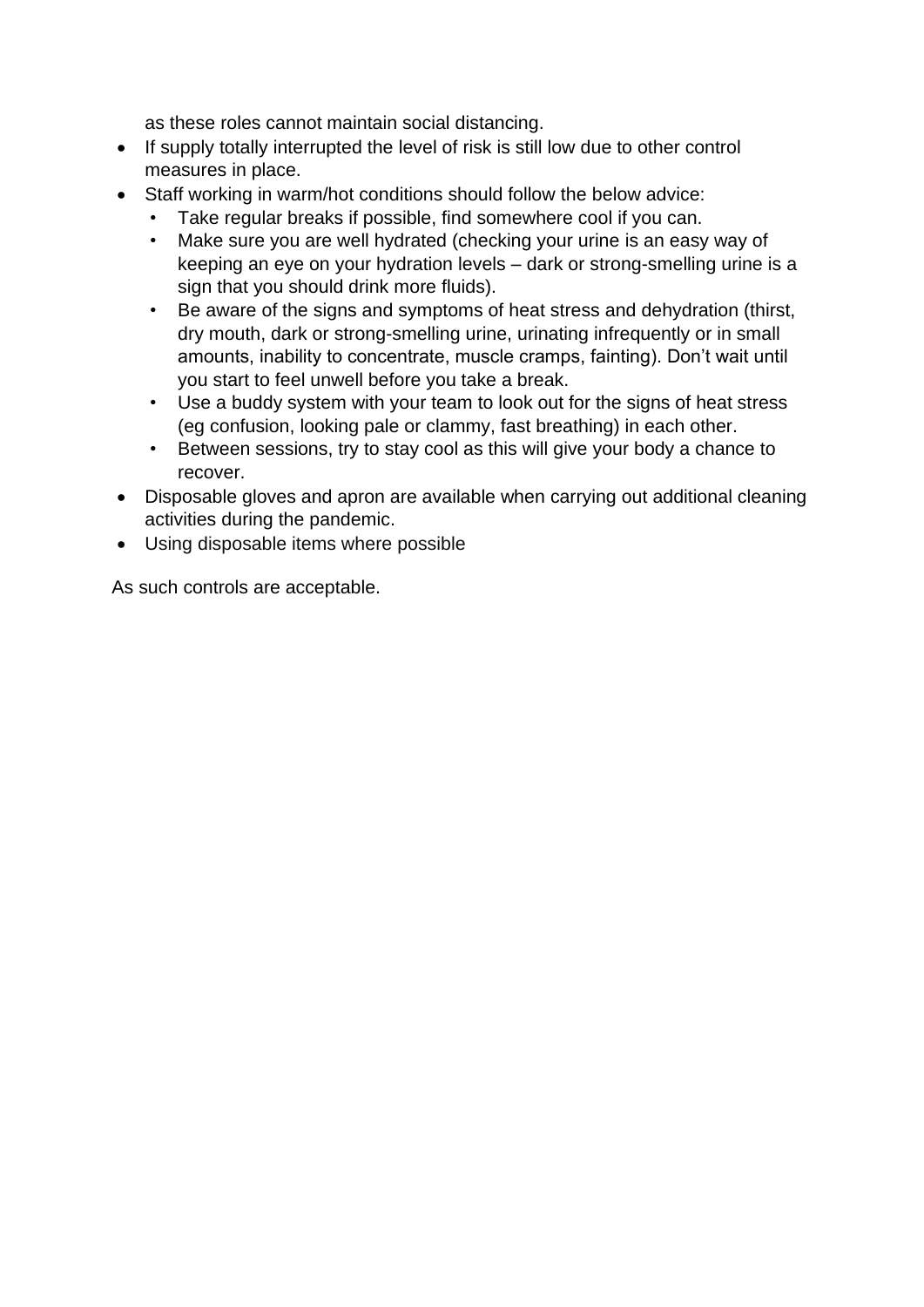as these roles cannot maintain social distancing.

- If supply totally interrupted the level of risk is still low due to other control measures in place.
- Staff working in warm/hot conditions should follow the below advice:
  - Take regular breaks if possible, find somewhere cool if you can.
  - Make sure you are well hydrated (checking your urine is an easy way of keeping an eye on your hydration levels – dark or strong-smelling urine is a sign that you should drink more fluids).
  - Be aware of the signs and symptoms of heat stress and dehydration (thirst, dry mouth, dark or strong-smelling urine, urinating infrequently or in small amounts, inability to concentrate, muscle cramps, fainting). Don't wait until you start to feel unwell before you take a break.
  - Use a buddy system with your team to look out for the signs of heat stress (eg confusion, looking pale or clammy, fast breathing) in each other.
  - Between sessions, try to stay cool as this will give your body a chance to recover.
- Disposable gloves and apron are available when carrying out additional cleaning activities during the pandemic.
- Using disposable items where possible

As such controls are acceptable.